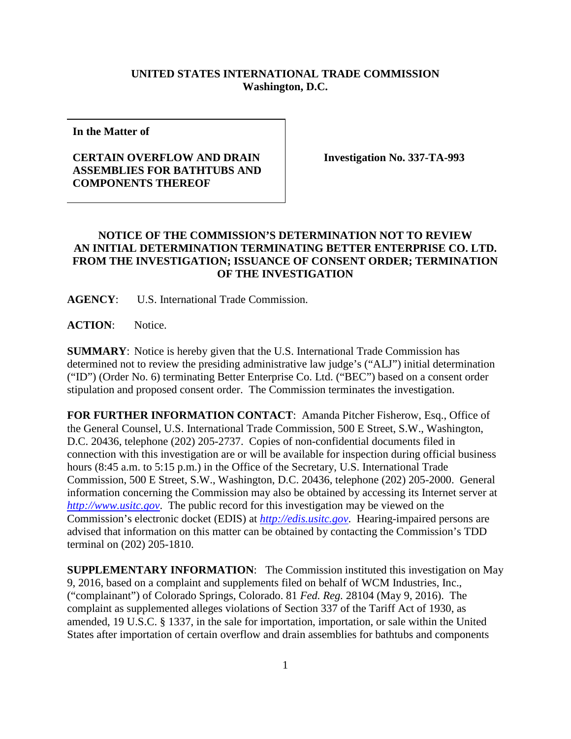**UNITED STATES INTERNATIONAL TRADE COMMISSION**
**Washington, D.C.**

| **In the Matter of** | |
|---|---|
| **CERTAIN OVERFLOW AND DRAIN ASSEMBLIES FOR BATHTUBS AND COMPONENTS THEREOF** | **Investigation No. 337-TA-993** |

## NOTICE OF THE COMMISSION'S DETERMINATION NOT TO REVIEW AN INITIAL DETERMINATION TERMINATING BETTER ENTERPRISE CO. LTD. FROM THE INVESTIGATION; ISSUANCE OF CONSENT ORDER; TERMINATION OF THE INVESTIGATION

**AGENCY**: U.S. International Trade Commission.

**ACTION**: Notice.

**SUMMARY**: Notice is hereby given that the U.S. International Trade Commission has determined not to review the presiding administrative law judge's ("ALJ") initial determination ("ID") (Order No. 6) terminating Better Enterprise Co. Ltd. ("BEC") based on a consent order stipulation and proposed consent order. The Commission terminates the investigation.

**FOR FURTHER INFORMATION CONTACT**: Amanda Pitcher Fisherow, Esq., Office of the General Counsel, U.S. International Trade Commission, 500 E Street, S.W., Washington, D.C. 20436, telephone (202) 205-2737. Copies of non-confidential documents filed in connection with this investigation are or will be available for inspection during official business hours (8:45 a.m. to 5:15 p.m.) in the Office of the Secretary, U.S. International Trade Commission, 500 E Street, S.W., Washington, D.C. 20436, telephone (202) 205-2000. General information concerning the Commission may also be obtained by accessing its Internet server at *http://www.usitc.gov*. The public record for this investigation may be viewed on the Commission's electronic docket (EDIS) at *http://edis.usitc.gov*. Hearing-impaired persons are advised that information on this matter can be obtained by contacting the Commission's TDD terminal on (202) 205-1810.

**SUPPLEMENTARY INFORMATION**: The Commission instituted this investigation on May 9, 2016, based on a complaint and supplements filed on behalf of WCM Industries, Inc., ("complainant") of Colorado Springs, Colorado. 81 *Fed. Reg.* 28104 (May 9, 2016). The complaint as supplemented alleges violations of Section 337 of the Tariff Act of 1930, as amended, 19 U.S.C. § 1337, in the sale for importation, importation, or sale within the United States after importation of certain overflow and drain assemblies for bathtubs and components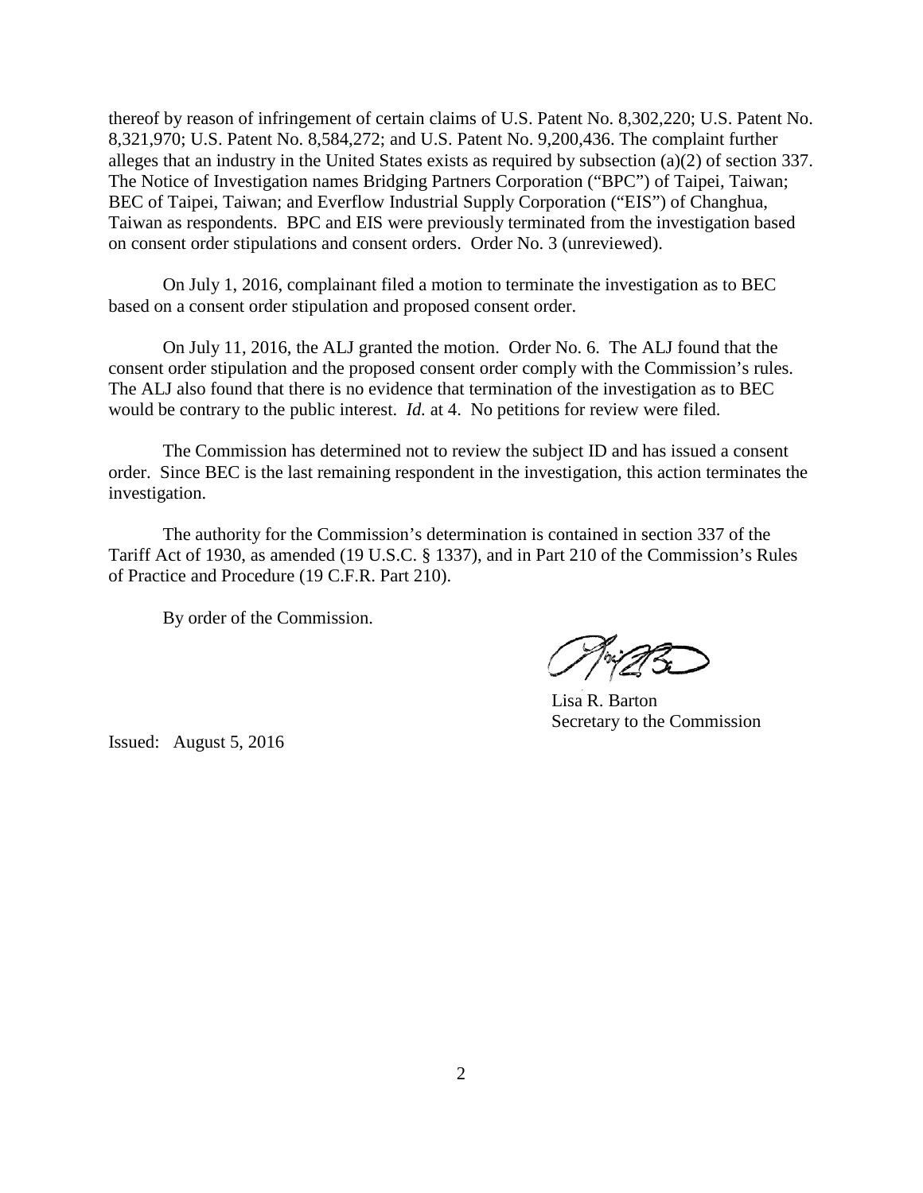thereof by reason of infringement of certain claims of U.S. Patent No. 8,302,220; U.S. Patent No. 8,321,970; U.S. Patent No. 8,584,272; and U.S. Patent No. 9,200,436. The complaint further alleges that an industry in the United States exists as required by subsection (a)(2) of section 337. The Notice of Investigation names Bridging Partners Corporation ("BPC") of Taipei, Taiwan; BEC of Taipei, Taiwan; and Everflow Industrial Supply Corporation ("EIS") of Changhua, Taiwan as respondents. BPC and EIS were previously terminated from the investigation based on consent order stipulations and consent orders. Order No. 3 (unreviewed).

On July 1, 2016, complainant filed a motion to terminate the investigation as to BEC based on a consent order stipulation and proposed consent order.

On July 11, 2016, the ALJ granted the motion. Order No. 6. The ALJ found that the consent order stipulation and the proposed consent order comply with the Commission's rules. The ALJ also found that there is no evidence that termination of the investigation as to BEC would be contrary to the public interest. *Id.* at 4. No petitions for review were filed.

The Commission has determined not to review the subject ID and has issued a consent order. Since BEC is the last remaining respondent in the investigation, this action terminates the investigation.

The authority for the Commission's determination is contained in section 337 of the Tariff Act of 1930, as amended (19 U.S.C. § 1337), and in Part 210 of the Commission's Rules of Practice and Procedure (19 C.F.R. Part 210).

By order of the Commission.

Lisa R. Barton
Secretary to the Commission

Issued: August 5, 2016